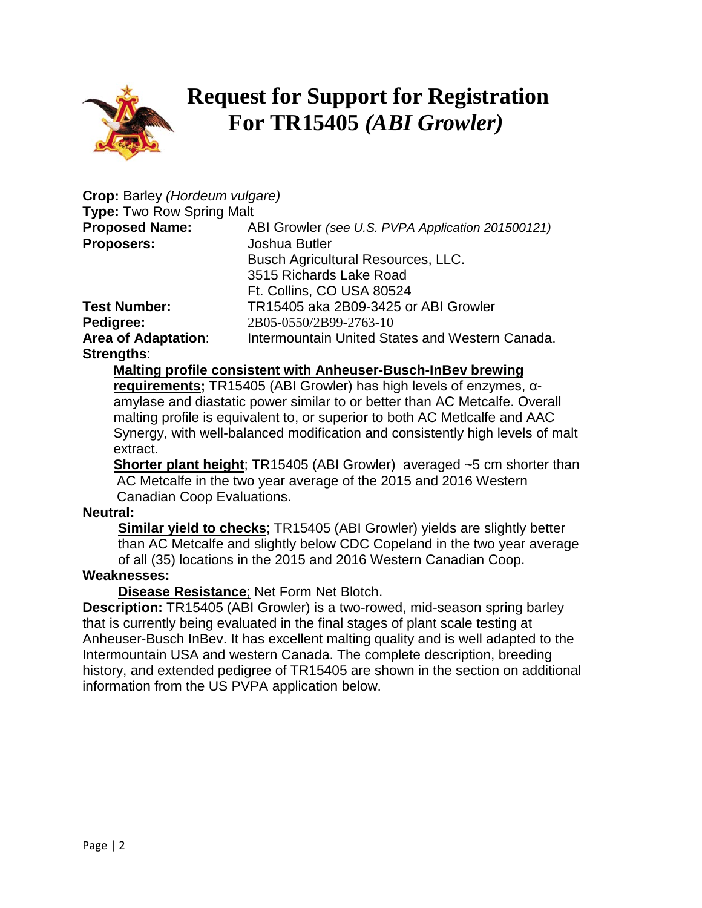# Request for Support for Registration For TR15405 *(ABI Growler)*

**Crop:** Barley *(Hordeum vulgare)*
**Type:** Two Row Spring Malt
**Proposed Name:** ABI Growler *(see U.S. PVPA Application 201500121)*
**Proposers:** Joshua Butler
Busch Agricultural Resources, LLC.
3515 Richards Lake Road
Ft. Collins, CO USA 80524
**Test Number:** TR15405 aka 2B09-3425 or ABI Growler
**Pedigree:** 2B05-0550/2B99-2763-10
**Area of Adaptation**: Intermountain United States and Western Canada.

**Strengths**:

**Malting profile consistent with Anheuser-Busch-InBev brewing requirements;** TR15405 (ABI Growler) has high levels of enzymes, α-amylase and diastatic power similar to or better than AC Metcalfe. Overall malting profile is equivalent to, or superior to both AC Metlcalfe and AAC Synergy, with well-balanced modification and consistently high levels of malt extract.

**Shorter plant height**; TR15405 (ABI Growler) averaged ~5 cm shorter than AC Metcalfe in the two year average of the 2015 and 2016 Western Canadian Coop Evaluations.

**Neutral:**

**Similar yield to checks**; TR15405 (ABI Growler) yields are slightly better than AC Metcalfe and slightly below CDC Copeland in the two year average of all (35) locations in the 2015 and 2016 Western Canadian Coop.

**Weaknesses:**

**Disease Resistance**; Net Form Net Blotch.

**Description:** TR15405 (ABI Growler) is a two-rowed, mid-season spring barley that is currently being evaluated in the final stages of plant scale testing at Anheuser-Busch InBev. It has excellent malting quality and is well adapted to the Intermountain USA and western Canada. The complete description, breeding history, and extended pedigree of TR15405 are shown in the section on additional information from the US PVPA application below.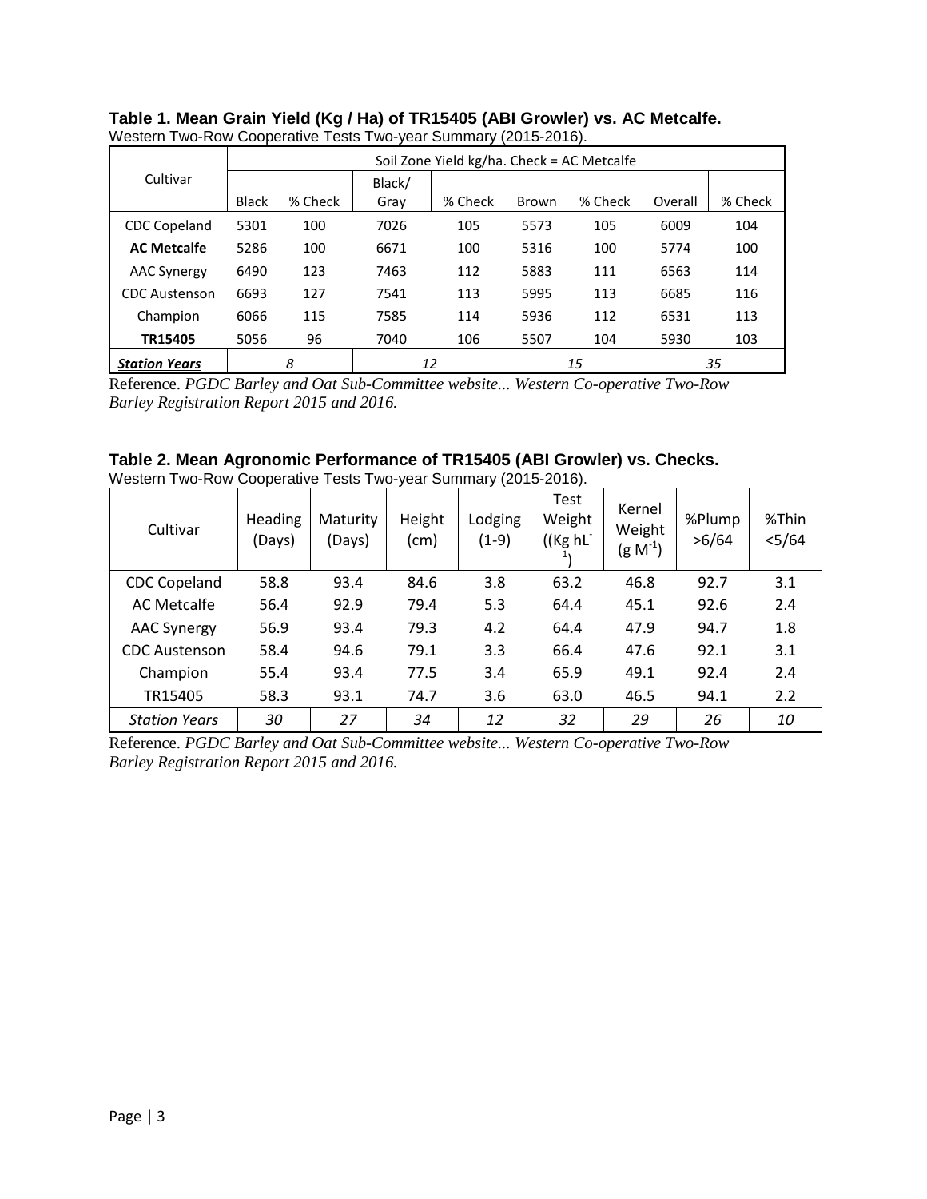**Table 1. Mean Grain Yield (Kg / Ha) of TR15405 (ABI Growler) vs. AC Metcalfe.**

Western Two-Row Cooperative Tests Two-year Summary (2015-2016).

| Cultivar | Soil Zone Yield kg/ha. Check = AC Metcalfe | | | | | | | |
|---|---|---|---|---|---|---|---|---|
| | Black | % Check | Black/ Gray | % Check | Brown | % Check | Overall | % Check |
| CDC Copeland | 5301 | 100 | 7026 | 105 | 5573 | 105 | 6009 | 104 |
| **AC Metcalfe** | 5286 | 100 | 6671 | 100 | 5316 | 100 | 5774 | 100 |
| AAC Synergy | 6490 | 123 | 7463 | 112 | 5883 | 111 | 6563 | 114 |
| CDC Austenson | 6693 | 127 | 7541 | 113 | 5995 | 113 | 6685 | 116 |
| Champion | 6066 | 115 | 7585 | 114 | 5936 | 112 | 6531 | 113 |
| **TR15405** | 5056 | 96 | 7040 | 106 | 5507 | 104 | 5930 | 103 |
| ***Station Years*** | *8* | | *12* | | *15* | | *35* | |

Reference. *PGDC Barley and Oat Sub-Committee website... Western Co-operative Two-Row Barley Registration Report 2015 and 2016.*

**Table 2. Mean Agronomic Performance of TR15405 (ABI Growler) vs. Checks.**

Western Two-Row Cooperative Tests Two-year Summary (2015-2016).

| Cultivar | Heading (Days) | Maturity (Days) | Height (cm) | Lodging (1-9) | Test Weight ((Kg $hL^{-1}$) | Kernel Weight (g $M^{-1}$) | %Plump >6/64 | %Thin <5/64 |
|---|---|---|---|---|---|---|---|---|
| CDC Copeland | 58.8 | 93.4 | 84.6 | 3.8 | 63.2 | 46.8 | 92.7 | 3.1 |
| AC Metcalfe | 56.4 | 92.9 | 79.4 | 5.3 | 64.4 | 45.1 | 92.6 | 2.4 |
| AAC Synergy | 56.9 | 93.4 | 79.3 | 4.2 | 64.4 | 47.9 | 94.7 | 1.8 |
| CDC Austenson | 58.4 | 94.6 | 79.1 | 3.3 | 66.4 | 47.6 | 92.1 | 3.1 |
| Champion | 55.4 | 93.4 | 77.5 | 3.4 | 65.9 | 49.1 | 92.4 | 2.4 |
| TR15405 | 58.3 | 93.1 | 74.7 | 3.6 | 63.0 | 46.5 | 94.1 | 2.2 |
| *Station Years* | *30* | *27* | *34* | *12* | *32* | *29* | *26* | *10* |

Reference. *PGDC Barley and Oat Sub-Committee website... Western Co-operative Two-Row Barley Registration Report 2015 and 2016.*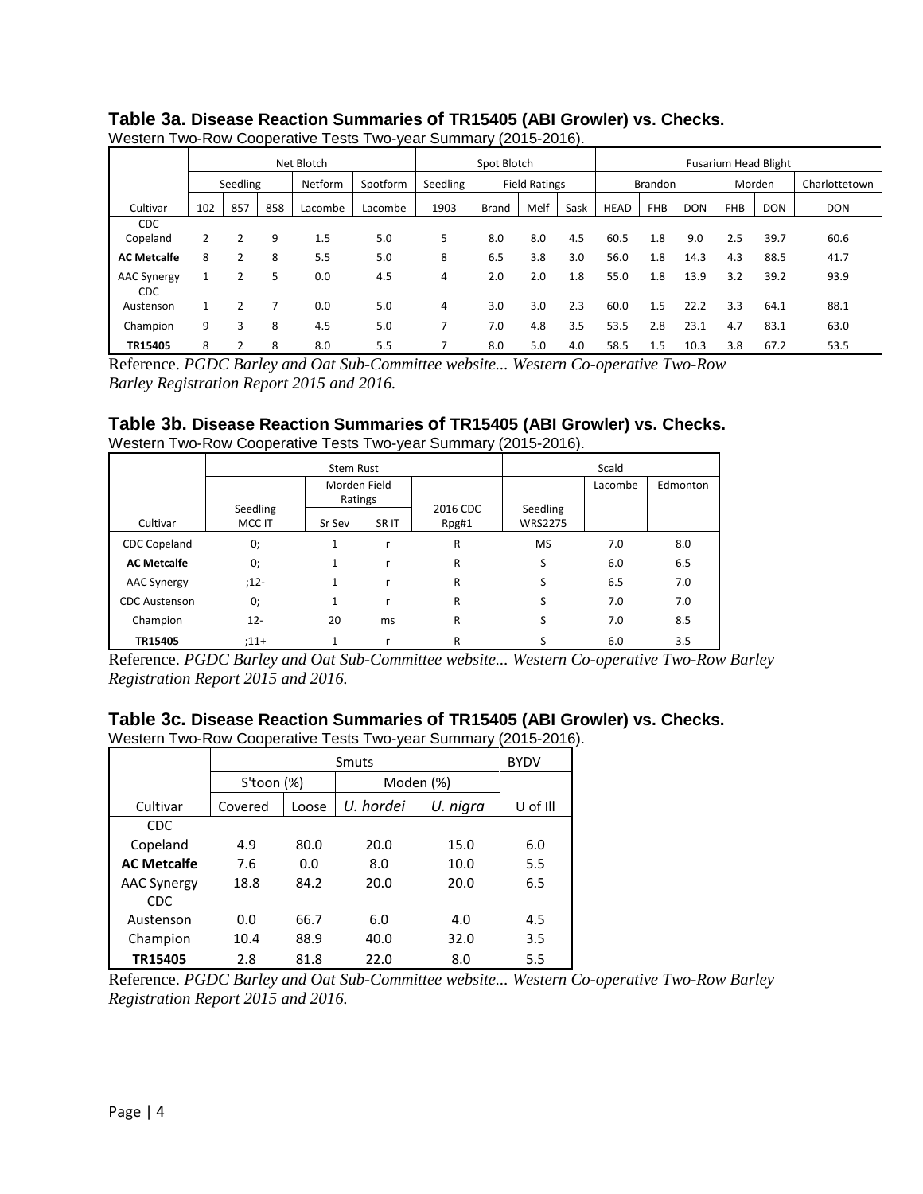**Table 3a. Disease Reaction Summaries of TR15405 (ABI Growler) vs. Checks.**
Western Two-Row Cooperative Tests Two-year Summary (2015-2016).

| | Net Blotch | | | | | Spot Blotch | | | | Fusarium Head Blight | | | | | |
|---|---|---|---|---|---|---|---|---|---|---|---|---|---|---|---|
| | Seedling | | | Netform | Spotform | Seedling | Field Ratings | | | Brandon | | | Morden | | Charlottetown |
| Cultivar | 102 | 857 | 858 | Lacombe | Lacombe | 1903 | Brand | Melf | Sask | HEAD | FHB | DON | FHB | DON | DON |
| CDC Copeland | 2 | 2 | 9 | 1.5 | 5.0 | 5 | 8.0 | 8.0 | 4.5 | 60.5 | 1.8 | 9.0 | 2.5 | 39.7 | 60.6 |
| **AC Metcalfe** | 8 | 2 | 8 | 5.5 | 5.0 | 8 | 6.5 | 3.8 | 3.0 | 56.0 | 1.8 | 14.3 | 4.3 | 88.5 | 41.7 |
| AAC Synergy | 1 | 2 | 5 | 0.0 | 4.5 | 4 | 2.0 | 2.0 | 1.8 | 55.0 | 1.8 | 13.9 | 3.2 | 39.2 | 93.9 |
| CDC Austenson | 1 | 2 | 7 | 0.0 | 5.0 | 4 | 3.0 | 3.0 | 2.3 | 60.0 | 1.5 | 22.2 | 3.3 | 64.1 | 88.1 |
| Champion | 9 | 3 | 8 | 4.5 | 5.0 | 7 | 7.0 | 4.8 | 3.5 | 53.5 | 2.8 | 23.1 | 4.7 | 83.1 | 63.0 |
| **TR15405** | 8 | 2 | 8 | 8.0 | 5.5 | 7 | 8.0 | 5.0 | 4.0 | 58.5 | 1.5 | 10.3 | 3.8 | 67.2 | 53.5 |

Reference. *PGDC Barley and Oat Sub-Committee website... Western Co-operative Two-Row Barley Registration Report 2015 and 2016.*

**Table 3b. Disease Reaction Summaries of TR15405 (ABI Growler) vs. Checks.**
Western Two-Row Cooperative Tests Two-year Summary (2015-2016).

| | Stem Rust | | | | Scald | | |
|---|---|---|---|---|---|---|---|
| | | Morden Field Ratings | | | | Lacombe | Edmonton |
| Cultivar | Seedling MCC IT | Sr Sev | SR IT | 2016 CDC Rpg#1 | Seedling WRS2275 | | |
| CDC Copeland | 0; | 1 | r | R | MS | 7.0 | 8.0 |
| **AC Metcalfe** | 0; | 1 | r | R | S | 6.0 | 6.5 |
| AAC Synergy | ;12- | 1 | r | R | S | 6.5 | 7.0 |
| CDC Austenson | 0; | 1 | r | R | S | 7.0 | 7.0 |
| Champion | 12- | 20 | ms | R | S | 7.0 | 8.5 |
| **TR15405** | ;11+ | 1 | r | R | S | 6.0 | 3.5 |

Reference. *PGDC Barley and Oat Sub-Committee website... Western Co-operative Two-Row Barley Registration Report 2015 and 2016.*

**Table 3c. Disease Reaction Summaries of TR15405 (ABI Growler) vs. Checks.**
Western Two-Row Cooperative Tests Two-year Summary (2015-2016).

| | Smuts | | | | BYDV |
|---|---|---|---|---|---|
| | S'toon (%) | | Moden (%) | | |
| Cultivar | Covered | Loose | *U. hordei* | *U. nigra* | U of Ill |
| CDC Copeland | 4.9 | 80.0 | 20.0 | 15.0 | 6.0 |
| **AC Metcalfe** | 7.6 | 0.0 | 8.0 | 10.0 | 5.5 |
| AAC Synergy | 18.8 | 84.2 | 20.0 | 20.0 | 6.5 |
| CDC Austenson | 0.0 | 66.7 | 6.0 | 4.0 | 4.5 |
| Champion | 10.4 | 88.9 | 40.0 | 32.0 | 3.5 |
| **TR15405** | 2.8 | 81.8 | 22.0 | 8.0 | 5.5 |

Reference. *PGDC Barley and Oat Sub-Committee website... Western Co-operative Two-Row Barley Registration Report 2015 and 2016.*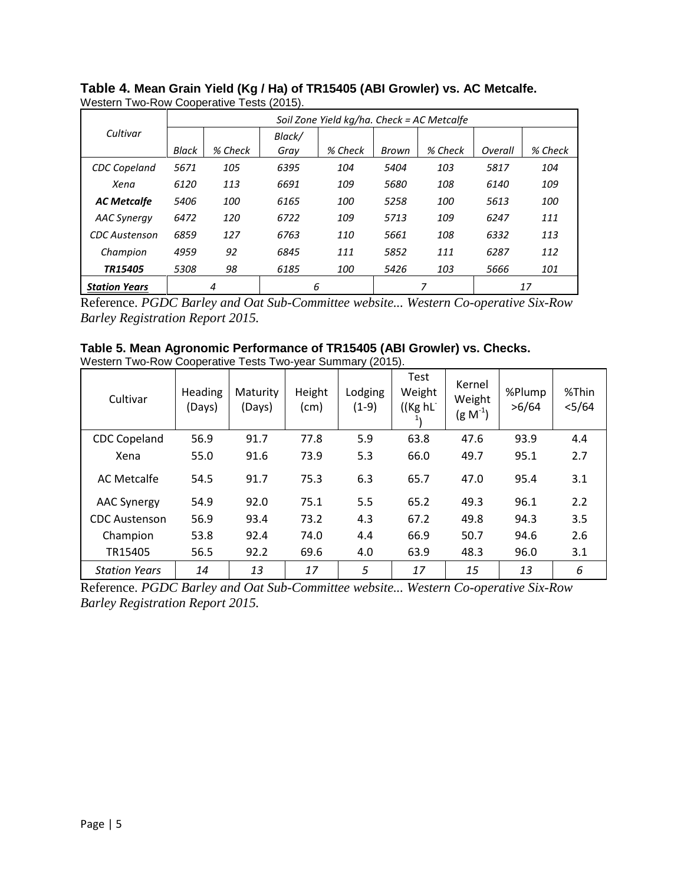**Table 4. Mean Grain Yield (Kg / Ha) of TR15405 (ABI Growler) vs. AC Metcalfe.**
Western Two-Row Cooperative Tests (2015).

| *Cultivar* | *Soil Zone Yield kg/ha. Check = AC Metcalfe* | | | | | | | |
|---|---|---|---|---|---|---|---|---|
| | *Black* | *% Check* | *Black/ Gray* | *% Check* | *Brown* | *% Check* | *Overall* | *% Check* |
| *CDC Copeland* | *5671* | *105* | *6395* | *104* | *5404* | *103* | *5817* | *104* |
| *Xena* | *6120* | *113* | *6691* | *109* | *5680* | *108* | *6140* | *109* |
| ***AC Metcalfe*** | *5406* | *100* | *6165* | *100* | *5258* | *100* | *5613* | *100* |
| *AAC Synergy* | *6472* | *120* | *6722* | *109* | *5713* | *109* | *6247* | *111* |
| *CDC Austenson* | *6859* | *127* | *6763* | *110* | *5661* | *108* | *6332* | *113* |
| *Champion* | *4959* | *92* | *6845* | *111* | *5852* | *111* | *6287* | *112* |
| ***TR15405*** | *5308* | *98* | *6185* | *100* | *5426* | *103* | *5666* | *101* |
| ***Station Years*** | *4* | | *6* | | *7* | | *17* | |

Reference. *PGDC Barley and Oat Sub-Committee website... Western Co-operative Six-Row Barley Registration Report 2015.*

**Table 5. Mean Agronomic Performance of TR15405 (ABI Growler) vs. Checks.**
Western Two-Row Cooperative Tests Two-year Summary (2015).

| Cultivar | Heading (Days) | Maturity (Days) | Height (cm) | Lodging (1-9) | Test Weight ((Kg $hL^{-1}$) | Kernel Weight (g $M^{-1}$) | %Plump >6/64 | %Thin <5/64 |
|---|---|---|---|---|---|---|---|---|
| CDC Copeland | 56.9 | 91.7 | 77.8 | 5.9 | 63.8 | 47.6 | 93.9 | 4.4 |
| Xena | 55.0 | 91.6 | 73.9 | 5.3 | 66.0 | 49.7 | 95.1 | 2.7 |
| AC Metcalfe | 54.5 | 91.7 | 75.3 | 6.3 | 65.7 | 47.0 | 95.4 | 3.1 |
| AAC Synergy | 54.9 | 92.0 | 75.1 | 5.5 | 65.2 | 49.3 | 96.1 | 2.2 |
| CDC Austenson | 56.9 | 93.4 | 73.2 | 4.3 | 67.2 | 49.8 | 94.3 | 3.5 |
| Champion | 53.8 | 92.4 | 74.0 | 4.4 | 66.9 | 50.7 | 94.6 | 2.6 |
| TR15405 | 56.5 | 92.2 | 69.6 | 4.0 | 63.9 | 48.3 | 96.0 | 3.1 |
| *Station Years* | *14* | *13* | *17* | *5* | *17* | *15* | *13* | *6* |

Reference. *PGDC Barley and Oat Sub-Committee website... Western Co-operative Six-Row Barley Registration Report 2015.*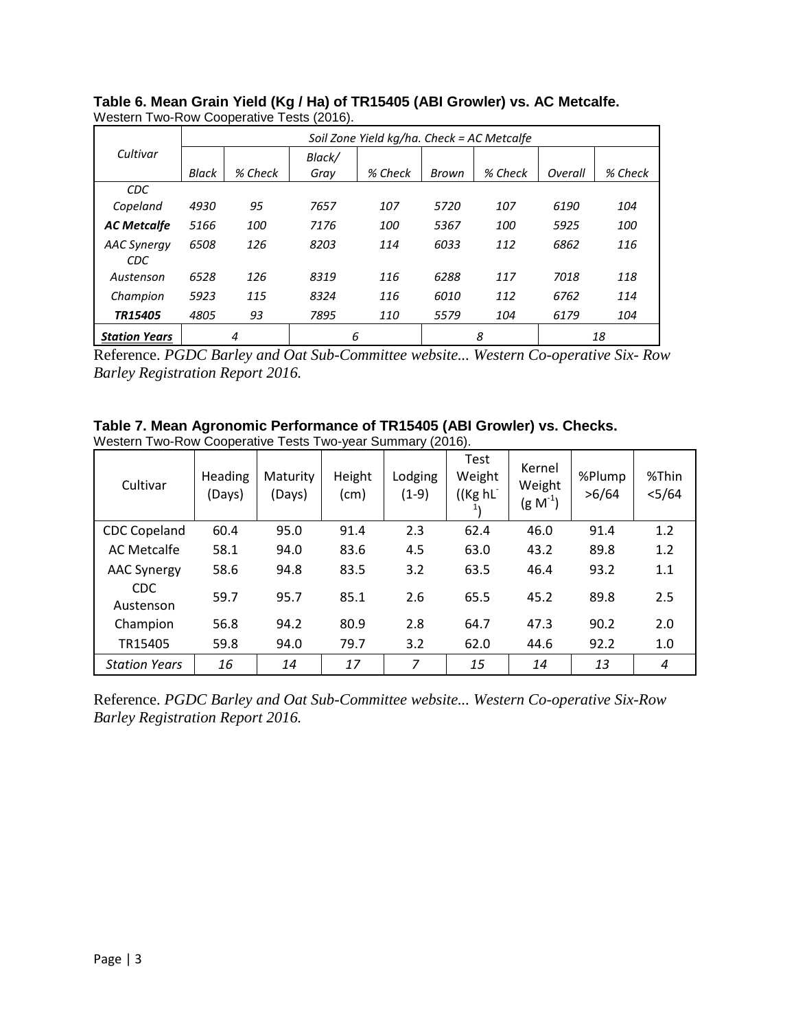**Table 6. Mean Grain Yield (Kg / Ha) of TR15405 (ABI Growler) vs. AC Metcalfe.**
Western Two-Row Cooperative Tests (2016).

| *Cultivar* | *Soil Zone Yield kg/ha. Check = AC Metcalfe* | | | | | | | |
|---|---|---|---|---|---|---|---|---|
| | *Black* | *% Check* | *Black/ Gray* | *% Check* | *Brown* | *% Check* | *Overall* | *% Check* |
| *CDC Copeland* | *4930* | *95* | *7657* | *107* | *5720* | *107* | *6190* | *104* |
| ***AC Metcalfe*** | *5166* | *100* | *7176* | *100* | *5367* | *100* | *5925* | *100* |
| *AAC Synergy* | *6508* | *126* | *8203* | *114* | *6033* | *112* | *6862* | *116* |
| *CDC Austenson* | *6528* | *126* | *8319* | *116* | *6288* | *117* | *7018* | *118* |
| *Champion* | *5923* | *115* | *8324* | *116* | *6010* | *112* | *6762* | *114* |
| ***TR15405*** | *4805* | *93* | *7895* | *110* | *5579* | *104* | *6179* | *104* |
| ***Station Years*** | *4* | | *6* | | *8* | | *18* | |

Reference. *PGDC Barley and Oat Sub-Committee website... Western Co-operative Six- Row Barley Registration Report 2016.*

**Table 7. Mean Agronomic Performance of TR15405 (ABI Growler) vs. Checks.**
Western Two-Row Cooperative Tests Two-year Summary (2016).

| Cultivar | Heading (Days) | Maturity (Days) | Height (cm) | Lodging (1-9) | Test Weight ((Kg $hL^{-1}$) | Kernel Weight (g $M^{-1}$) | %Plump >6/64 | %Thin <5/64 |
|---|---|---|---|---|---|---|---|---|
| CDC Copeland | 60.4 | 95.0 | 91.4 | 2.3 | 62.4 | 46.0 | 91.4 | 1.2 |
| AC Metcalfe | 58.1 | 94.0 | 83.6 | 4.5 | 63.0 | 43.2 | 89.8 | 1.2 |
| AAC Synergy | 58.6 | 94.8 | 83.5 | 3.2 | 63.5 | 46.4 | 93.2 | 1.1 |
| CDC Austenson | 59.7 | 95.7 | 85.1 | 2.6 | 65.5 | 45.2 | 89.8 | 2.5 |
| Champion | 56.8 | 94.2 | 80.9 | 2.8 | 64.7 | 47.3 | 90.2 | 2.0 |
| TR15405 | 59.8 | 94.0 | 79.7 | 3.2 | 62.0 | 44.6 | 92.2 | 1.0 |
| *Station Years* | *16* | *14* | *17* | *7* | *15* | *14* | *13* | *4* |

Reference. *PGDC Barley and Oat Sub-Committee website... Western Co-operative Six-Row Barley Registration Report 2016.*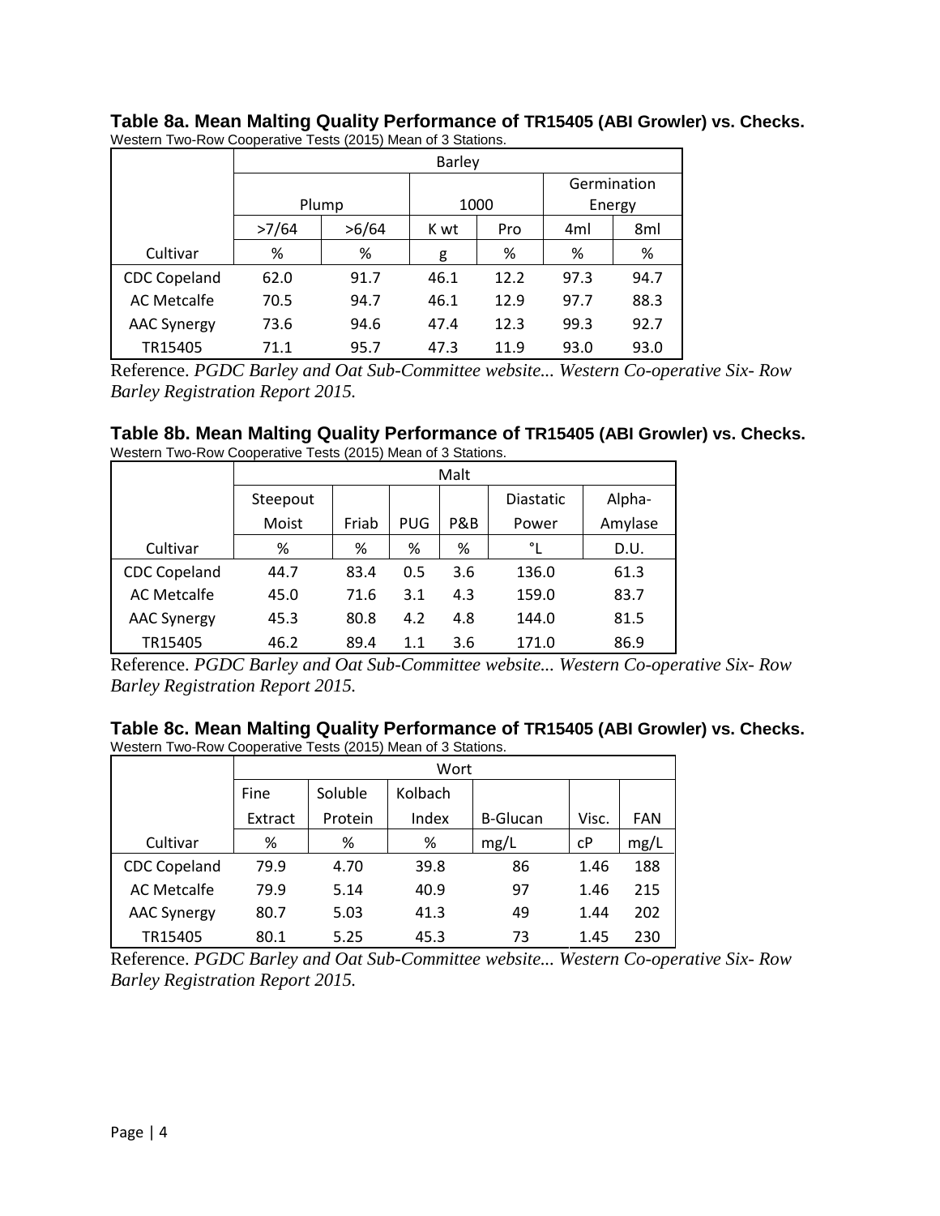**Table 8a. Mean Malting Quality Performance of TR15405 (ABI Growler) vs. Checks.**
Western Two-Row Cooperative Tests (2015) Mean of 3 Stations.

| | Barley | | | | | |
|---|---|---|---|---|---|---|
| | Plump | | 1000 | | Germination Energy | |
| | >7/64 | >6/64 | K wt | Pro | 4ml | 8ml |
| Cultivar | % | % | g | % | % | % |
| CDC Copeland | 62.0 | 91.7 | 46.1 | 12.2 | 97.3 | 94.7 |
| AC Metcalfe | 70.5 | 94.7 | 46.1 | 12.9 | 97.7 | 88.3 |
| AAC Synergy | 73.6 | 94.6 | 47.4 | 12.3 | 99.3 | 92.7 |
| TR15405 | 71.1 | 95.7 | 47.3 | 11.9 | 93.0 | 93.0 |

Reference. *PGDC Barley and Oat Sub-Committee website... Western Co-operative Six- Row Barley Registration Report 2015.*

**Table 8b. Mean Malting Quality Performance of TR15405 (ABI Growler) vs. Checks.**
Western Two-Row Cooperative Tests (2015) Mean of 3 Stations.

| | Malt | | | | | |
|---|---|---|---|---|---|---|
| | Steepout Moist | Friab | PUG | P&B | Diastatic Power | Alpha-Amylase |
| Cultivar | % | % | % | % | °L | D.U. |
| CDC Copeland | 44.7 | 83.4 | 0.5 | 3.6 | 136.0 | 61.3 |
| AC Metcalfe | 45.0 | 71.6 | 3.1 | 4.3 | 159.0 | 83.7 |
| AAC Synergy | 45.3 | 80.8 | 4.2 | 4.8 | 144.0 | 81.5 |
| TR15405 | 46.2 | 89.4 | 1.1 | 3.6 | 171.0 | 86.9 |

Reference. *PGDC Barley and Oat Sub-Committee website... Western Co-operative Six- Row Barley Registration Report 2015.*

**Table 8c. Mean Malting Quality Performance of TR15405 (ABI Growler) vs. Checks.**
Western Two-Row Cooperative Tests (2015) Mean of 3 Stations.

| | Wort | | | | | |
|---|---|---|---|---|---|---|
| | Fine Extract | Soluble Protein | Kolbach Index | B-Glucan | Visc. | FAN |
| Cultivar | % | % | % | mg/L | cP | mg/L |
| CDC Copeland | 79.9 | 4.70 | 39.8 | 86 | 1.46 | 188 |
| AC Metcalfe | 79.9 | 5.14 | 40.9 | 97 | 1.46 | 215 |
| AAC Synergy | 80.7 | 5.03 | 41.3 | 49 | 1.44 | 202 |
| TR15405 | 80.1 | 5.25 | 45.3 | 73 | 1.45 | 230 |

Reference. *PGDC Barley and Oat Sub-Committee website... Western Co-operative Six- Row Barley Registration Report 2015.*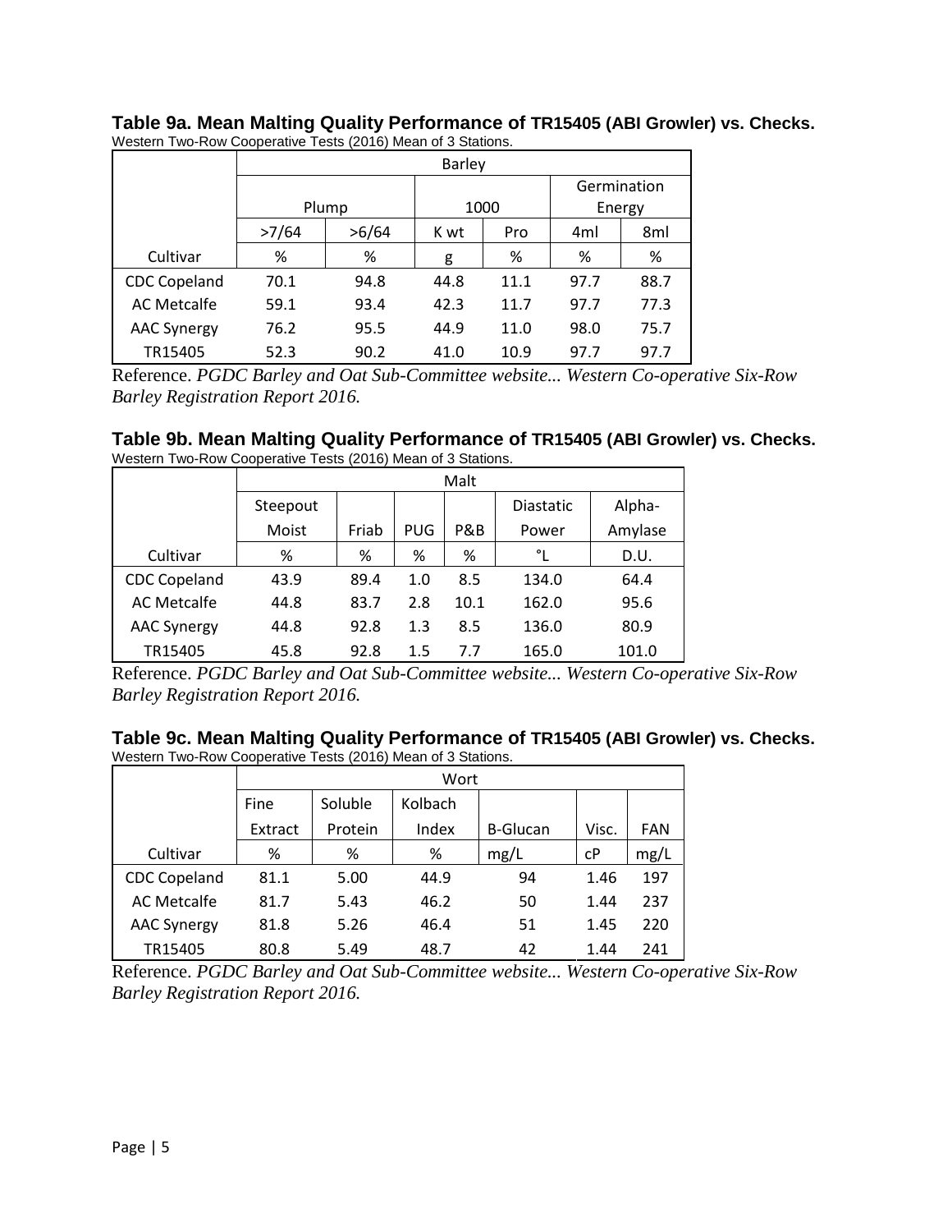**Table 9a. Mean Malting Quality Performance of TR15405 (ABI Growler) vs. Checks.**
Western Two-Row Cooperative Tests (2016) Mean of 3 Stations.

| | Barley | | | | | |
|---|---|---|---|---|---|---|
| | Plump | | 1000 | | Germination Energy | |
| | >7/64 | >6/64 | K wt | Pro | 4ml | 8ml |
| Cultivar | % | % | g | % | % | % |
| CDC Copeland | 70.1 | 94.8 | 44.8 | 11.1 | 97.7 | 88.7 |
| AC Metcalfe | 59.1 | 93.4 | 42.3 | 11.7 | 97.7 | 77.3 |
| AAC Synergy | 76.2 | 95.5 | 44.9 | 11.0 | 98.0 | 75.7 |
| TR15405 | 52.3 | 90.2 | 41.0 | 10.9 | 97.7 | 97.7 |

Reference. *PGDC Barley and Oat Sub-Committee website... Western Co-operative Six-Row Barley Registration Report 2016.*

**Table 9b. Mean Malting Quality Performance of TR15405 (ABI Growler) vs. Checks.**
Western Two-Row Cooperative Tests (2016) Mean of 3 Stations.

| | Malt | | | | | |
|---|---|---|---|---|---|---|
| | Steepout Moist | Friab | PUG | P&B | Diastatic Power | Alpha-Amylase |
| Cultivar | % | % | % | % | °L | D.U. |
| CDC Copeland | 43.9 | 89.4 | 1.0 | 8.5 | 134.0 | 64.4 |
| AC Metcalfe | 44.8 | 83.7 | 2.8 | 10.1 | 162.0 | 95.6 |
| AAC Synergy | 44.8 | 92.8 | 1.3 | 8.5 | 136.0 | 80.9 |
| TR15405 | 45.8 | 92.8 | 1.5 | 7.7 | 165.0 | 101.0 |

Reference. *PGDC Barley and Oat Sub-Committee website... Western Co-operative Six-Row Barley Registration Report 2016.*

**Table 9c. Mean Malting Quality Performance of TR15405 (ABI Growler) vs. Checks.**
Western Two-Row Cooperative Tests (2016) Mean of 3 Stations.

| | Wort | | | | | |
|---|---|---|---|---|---|---|
| | Fine Extract | Soluble Protein | Kolbach Index | B-Glucan | Visc. | FAN |
| Cultivar | % | % | % | mg/L | cP | mg/L |
| CDC Copeland | 81.1 | 5.00 | 44.9 | 94 | 1.46 | 197 |
| AC Metcalfe | 81.7 | 5.43 | 46.2 | 50 | 1.44 | 237 |
| AAC Synergy | 81.8 | 5.26 | 46.4 | 51 | 1.45 | 220 |
| TR15405 | 80.8 | 5.49 | 48.7 | 42 | 1.44 | 241 |

Reference. *PGDC Barley and Oat Sub-Committee website... Western Co-operative Six-Row Barley Registration Report 2016.*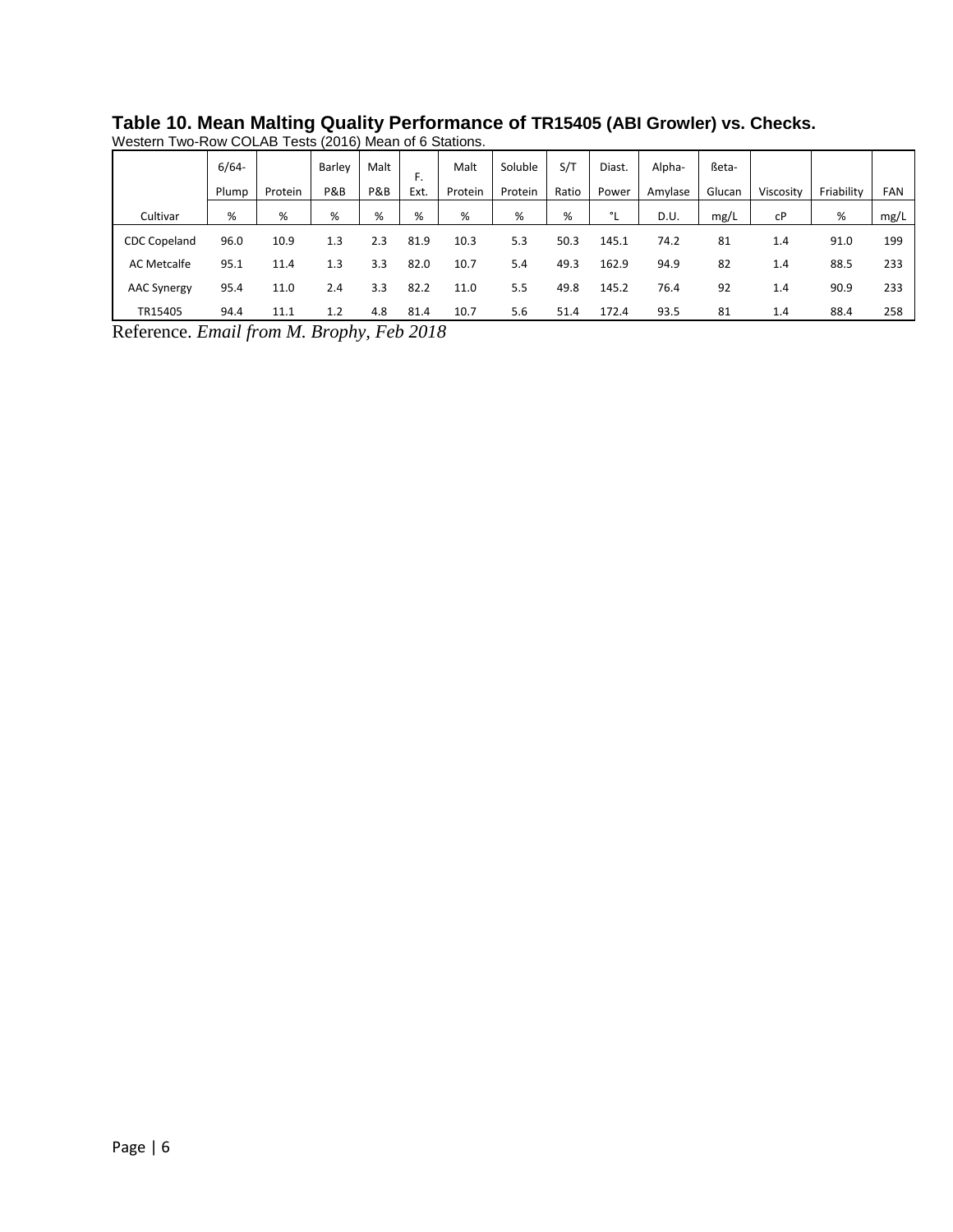**Table 10. Mean Malting Quality Performance of TR15405 (ABI Growler) vs. Checks.**

Western Two-Row COLAB Tests (2016) Mean of 6 Stations.

| Cultivar | 6/64-Plump % | Protein % | Barley P&B % | Malt P&B % | F. Ext. % | Malt Protein % | Soluble Protein % | S/T Ratio % | Diast. Power °L | Alpha-Amylase D.U. | ßeta-Glucan mg/L | Viscosity cP | Friability % | FAN mg/L |
|---|---|---|---|---|---|---|---|---|---|---|---|---|---|---|
| CDC Copeland | 96.0 | 10.9 | 1.3 | 2.3 | 81.9 | 10.3 | 5.3 | 50.3 | 145.1 | 74.2 | 81 | 1.4 | 91.0 | 199 |
| AC Metcalfe | 95.1 | 11.4 | 1.3 | 3.3 | 82.0 | 10.7 | 5.4 | 49.3 | 162.9 | 94.9 | 82 | 1.4 | 88.5 | 233 |
| AAC Synergy | 95.4 | 11.0 | 2.4 | 3.3 | 82.2 | 11.0 | 5.5 | 49.8 | 145.2 | 76.4 | 92 | 1.4 | 90.9 | 233 |
| TR15405 | 94.4 | 11.1 | 1.2 | 4.8 | 81.4 | 10.7 | 5.6 | 51.4 | 172.4 | 93.5 | 81 | 1.4 | 88.4 | 258 |

Reference. *Email from M. Brophy, Feb 2018*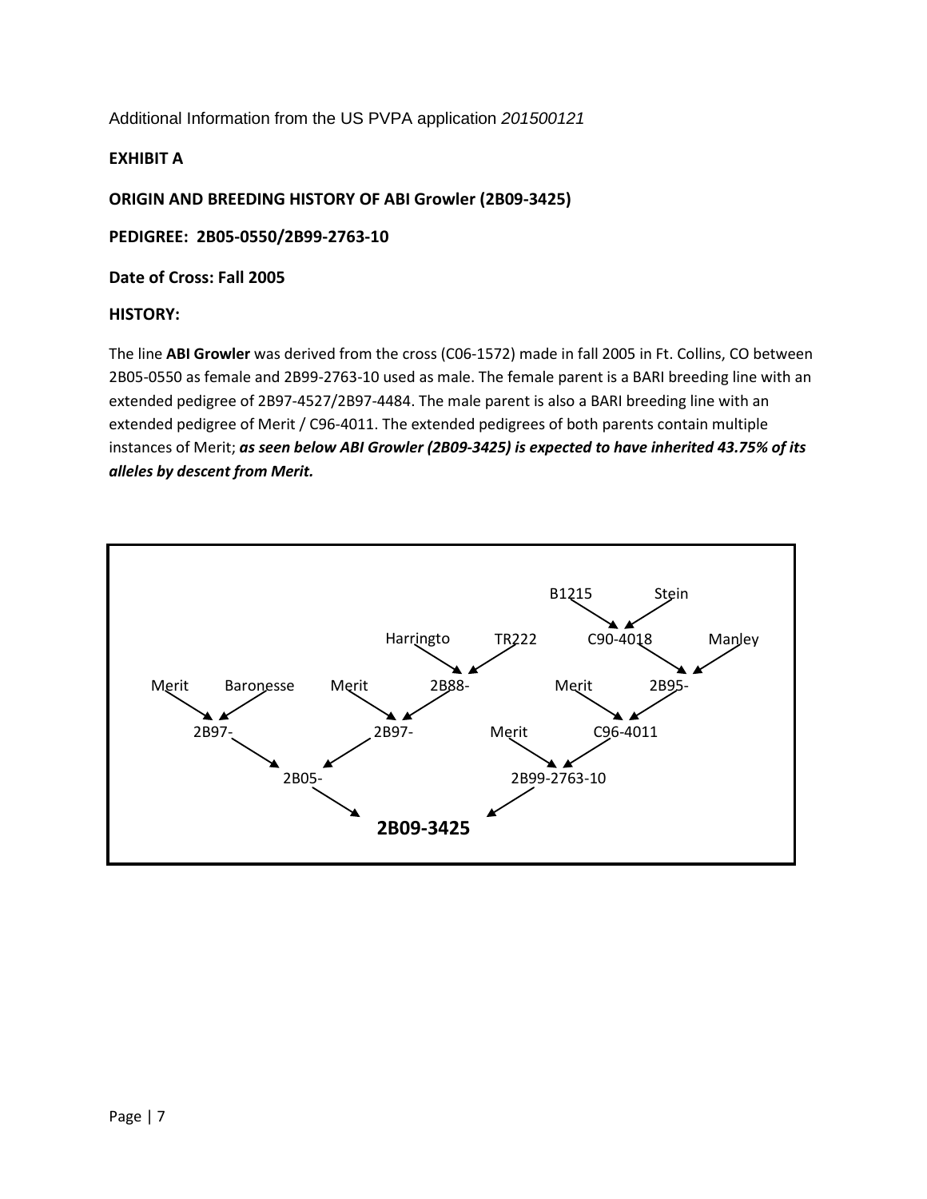Additional Information from the US PVPA application *201500121*

**EXHIBIT A**

**ORIGIN AND BREEDING HISTORY OF ABI Growler (2B09-3425)**

**PEDIGREE: 2B05-0550/2B99-2763-10**

**Date of Cross: Fall 2005**

**HISTORY:**

The line **ABI Growler** was derived from the cross (C06-1572) made in fall 2005 in Ft. Collins, CO between 2B05-0550 as female and 2B99-2763-10 used as male. The female parent is a BARI breeding line with an extended pedigree of 2B97-4527/2B97-4484. The male parent is also a BARI breeding line with an extended pedigree of Merit / C96-4011. The extended pedigrees of both parents contain multiple instances of Merit; ***as seen below ABI Growler (2B09-3425) is expected to have inherited 43.75% of its alleles by descent from Merit.***

```
                                                    B1215        Stein
                                                         \       /
                          Harringto      TR222          C90-4018        Manley
                                 \       /                     \        /
Merit    Baronesse    Merit      2B88-          Merit          2B95-
    \     /               \      /                  \          /
     2B97-                 2B97-          Merit      C96-4011
          \               /                   \      /
              2B05-                          2B99-2763-10
                    \                       /
                           2B09-3425
```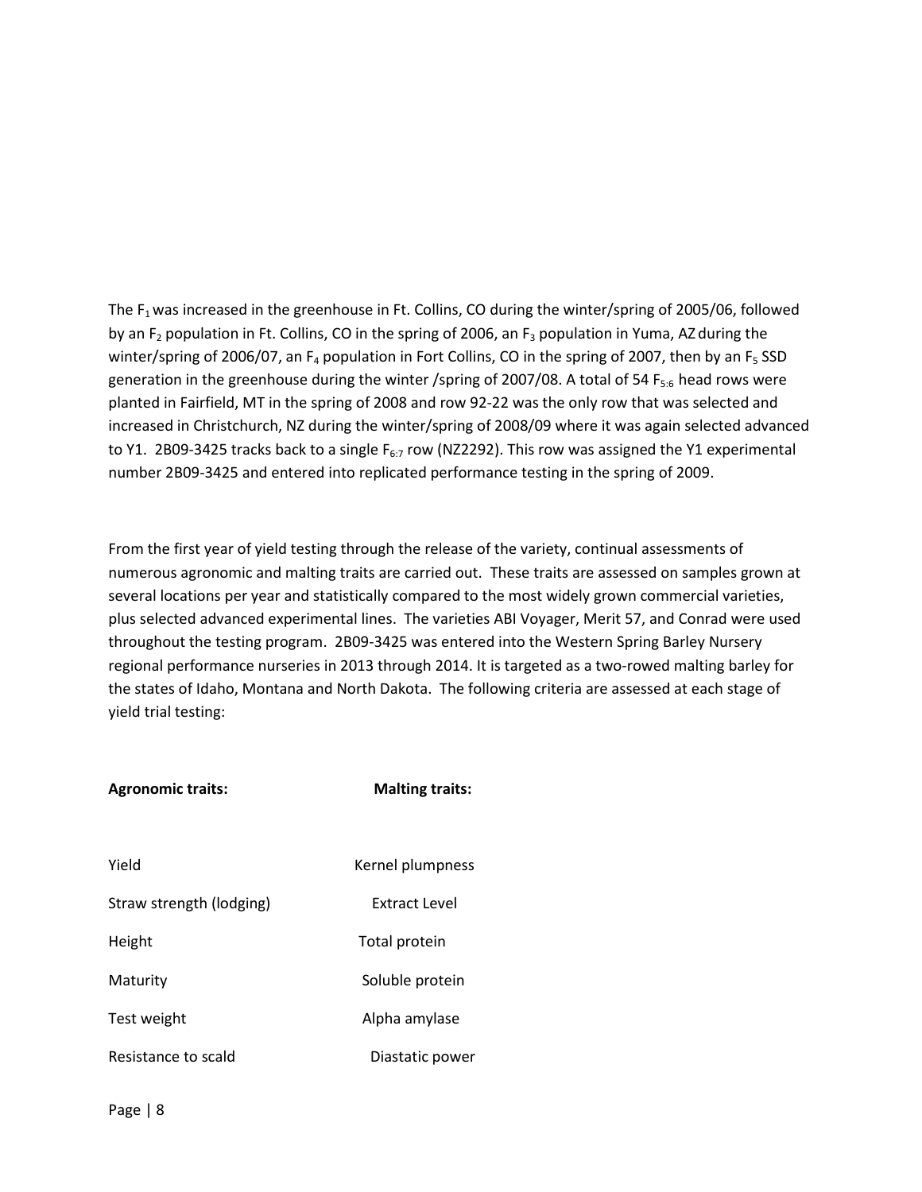The $F_1$ was increased in the greenhouse in Ft. Collins, CO during the winter/spring of 2005/06, followed by an $F_2$ population in Ft. Collins, CO in the spring of 2006, an $F_3$ population in Yuma, AZ during the winter/spring of 2006/07, an $F_4$ population in Fort Collins, CO in the spring of 2007, then by an $F_5$ SSD generation in the greenhouse during the winter /spring of 2007/08. A total of 54 $F_{5:6}$ head rows were planted in Fairfield, MT in the spring of 2008 and row 92-22 was the only row that was selected and increased in Christchurch, NZ during the winter/spring of 2008/09 where it was again selected advanced to Y1. 2B09-3425 tracks back to a single $F_{6:7}$ row (NZ2292). This row was assigned the Y1 experimental number 2B09-3425 and entered into replicated performance testing in the spring of 2009.

From the first year of yield testing through the release of the variety, continual assessments of numerous agronomic and malting traits are carried out. These traits are assessed on samples grown at several locations per year and statistically compared to the most widely grown commercial varieties, plus selected advanced experimental lines. The varieties ABI Voyager, Merit 57, and Conrad were used throughout the testing program. 2B09-3425 was entered into the Western Spring Barley Nursery regional performance nurseries in 2013 through 2014. It is targeted as a two-rowed malting barley for the states of Idaho, Montana and North Dakota. The following criteria are assessed at each stage of yield trial testing:

| **Agronomic traits:** | **Malting traits:** |
|---|---|
| Yield | Kernel plumpness |
| Straw strength (lodging) | Extract Level |
| Height | Total protein |
| Maturity | Soluble protein |
| Test weight | Alpha amylase |
| Resistance to scald | Diastatic power |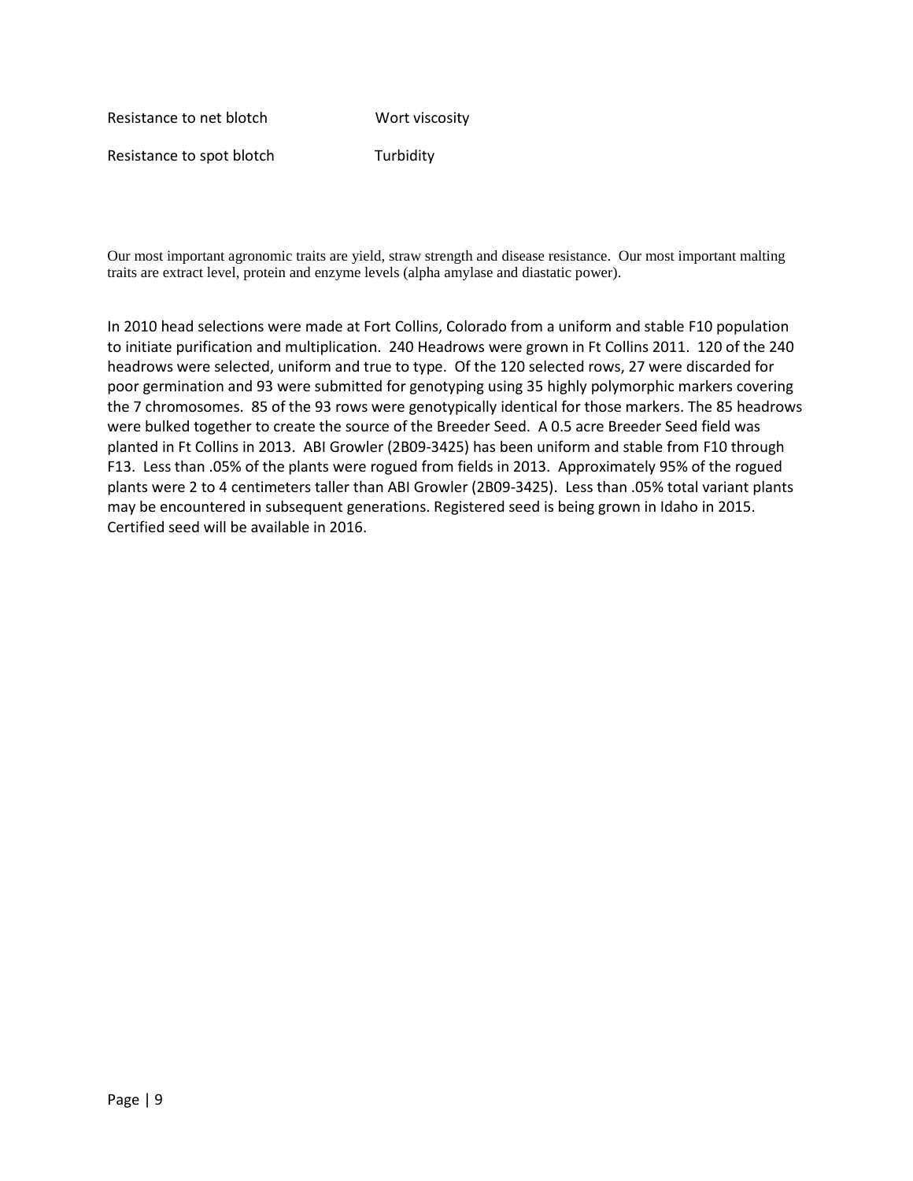| | |
|---|---|
| Resistance to net blotch | Wort viscosity |
| Resistance to spot blotch | Turbidity |

Our most important agronomic traits are yield, straw strength and disease resistance. Our most important malting traits are extract level, protein and enzyme levels (alpha amylase and diastatic power).

In 2010 head selections were made at Fort Collins, Colorado from a uniform and stable F10 population to initiate purification and multiplication. 240 Headrows were grown in Ft Collins 2011. 120 of the 240 headrows were selected, uniform and true to type. Of the 120 selected rows, 27 were discarded for poor germination and 93 were submitted for genotyping using 35 highly polymorphic markers covering the 7 chromosomes. 85 of the 93 rows were genotypically identical for those markers. The 85 headrows were bulked together to create the source of the Breeder Seed. A 0.5 acre Breeder Seed field was planted in Ft Collins in 2013. ABI Growler (2B09-3425) has been uniform and stable from F10 through F13. Less than .05% of the plants were rogued from fields in 2013. Approximately 95% of the rogued plants were 2 to 4 centimeters taller than ABI Growler (2B09-3425). Less than .05% total variant plants may be encountered in subsequent generations. Registered seed is being grown in Idaho in 2015. Certified seed will be available in 2016.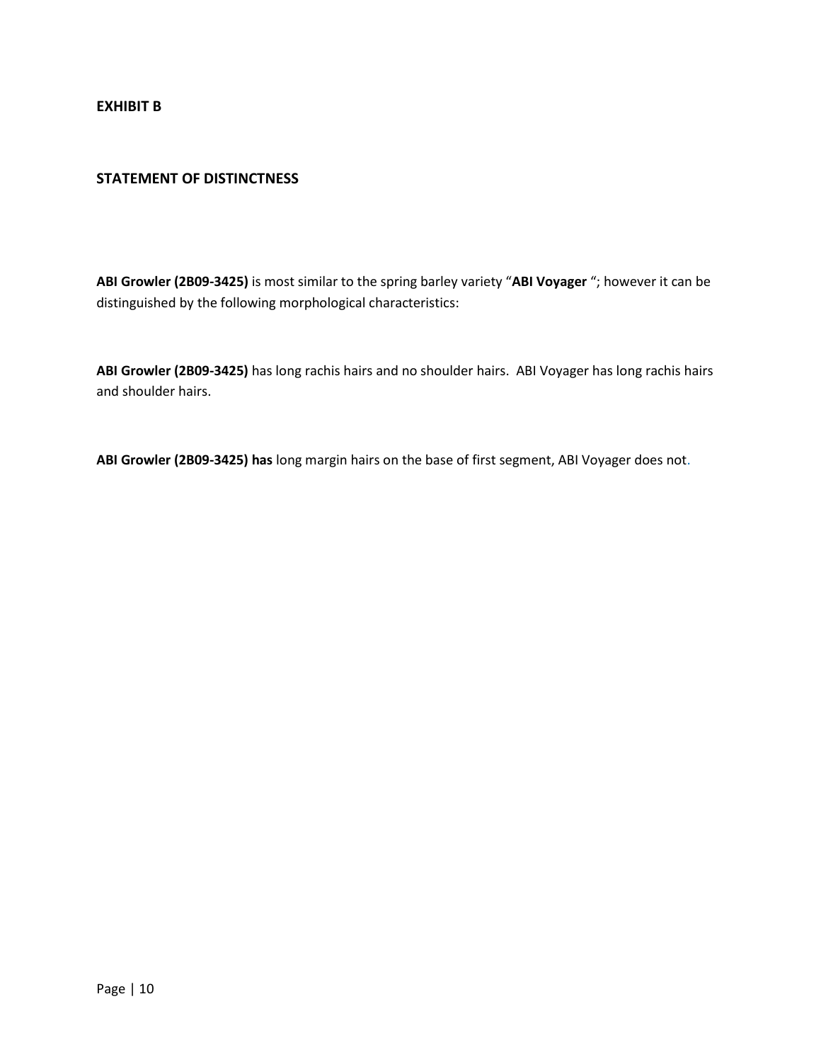**EXHIBIT B**

**STATEMENT OF DISTINCTNESS**

**ABI Growler (2B09-3425)** is most similar to the spring barley variety "**ABI Voyager** "; however it can be distinguished by the following morphological characteristics:

**ABI Growler (2B09-3425)** has long rachis hairs and no shoulder hairs. ABI Voyager has long rachis hairs and shoulder hairs.

**ABI Growler (2B09-3425) has** long margin hairs on the base of first segment, ABI Voyager does not.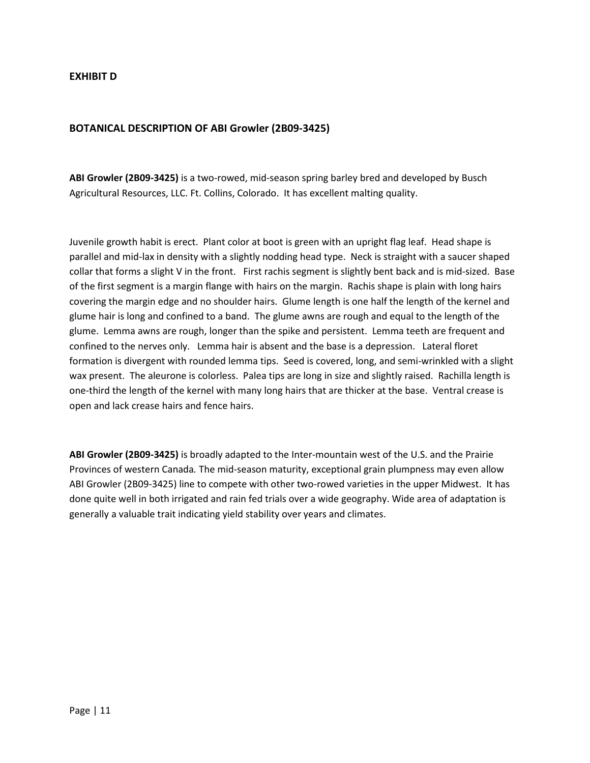**EXHIBIT D**

**BOTANICAL DESCRIPTION OF ABI Growler (2B09-3425)**

**ABI Growler (2B09-3425)** is a two-rowed, mid-season spring barley bred and developed by Busch Agricultural Resources, LLC. Ft. Collins, Colorado. It has excellent malting quality.

Juvenile growth habit is erect. Plant color at boot is green with an upright flag leaf. Head shape is parallel and mid-lax in density with a slightly nodding head type. Neck is straight with a saucer shaped collar that forms a slight V in the front. First rachis segment is slightly bent back and is mid-sized. Base of the first segment is a margin flange with hairs on the margin. Rachis shape is plain with long hairs covering the margin edge and no shoulder hairs. Glume length is one half the length of the kernel and glume hair is long and confined to a band. The glume awns are rough and equal to the length of the glume. Lemma awns are rough, longer than the spike and persistent. Lemma teeth are frequent and confined to the nerves only. Lemma hair is absent and the base is a depression. Lateral floret formation is divergent with rounded lemma tips. Seed is covered, long, and semi-wrinkled with a slight wax present. The aleurone is colorless. Palea tips are long in size and slightly raised. Rachilla length is one-third the length of the kernel with many long hairs that are thicker at the base. Ventral crease is open and lack crease hairs and fence hairs.

**ABI Growler (2B09-3425)** is broadly adapted to the Inter-mountain west of the U.S. and the Prairie Provinces of western Canada. The mid-season maturity, exceptional grain plumpness may even allow ABI Growler (2B09-3425) line to compete with other two-rowed varieties in the upper Midwest. It has done quite well in both irrigated and rain fed trials over a wide geography. Wide area of adaptation is generally a valuable trait indicating yield stability over years and climates.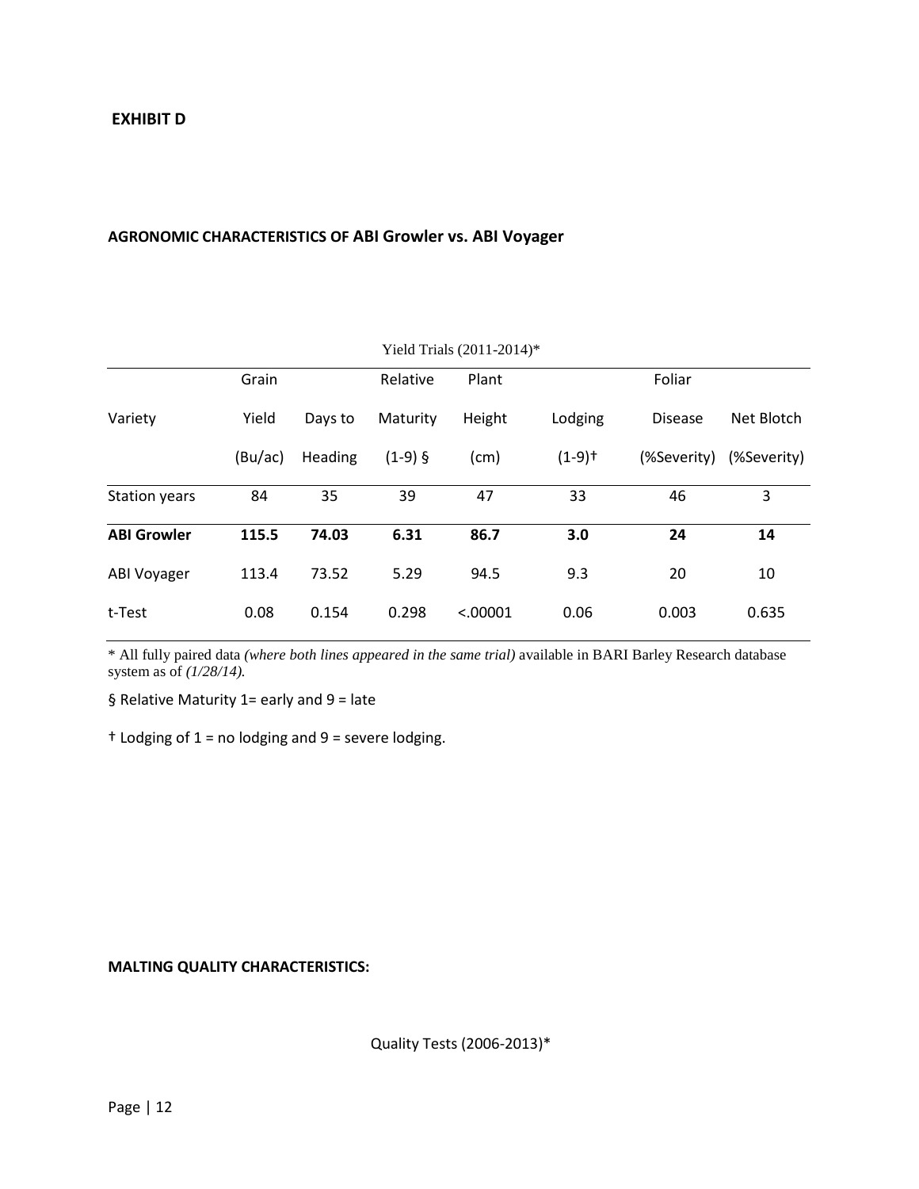**EXHIBIT D**

**AGRONOMIC CHARACTERISTICS OF ABI Growler vs. ABI Voyager**

Yield Trials (2011-2014)*

| Variety | Grain Yield (Bu/ac) | Days to Heading | Relative Maturity (1-9) § | Plant Height (cm) | Lodging (1-9)† | Foliar Disease (%Severity) | Net Blotch (%Severity) |
|---|---|---|---|---|---|---|---|
| Station years | 84 | 35 | 39 | 47 | 33 | 46 | 3 |
| **ABI Growler** | **115.5** | **74.03** | **6.31** | **86.7** | **3.0** | **24** | **14** |
| ABI Voyager | 113.4 | 73.52 | 5.29 | 94.5 | 9.3 | 20 | 10 |
| t-Test | 0.08 | 0.154 | 0.298 | <.00001 | 0.06 | 0.003 | 0.635 |

\* All fully paired data *(where both lines appeared in the same trial)* available in BARI Barley Research database system as of *(1/28/14).*

§ Relative Maturity 1= early and 9 = late

† Lodging of 1 = no lodging and 9 = severe lodging.

**MALTING QUALITY CHARACTERISTICS:**

Quality Tests (2006-2013)*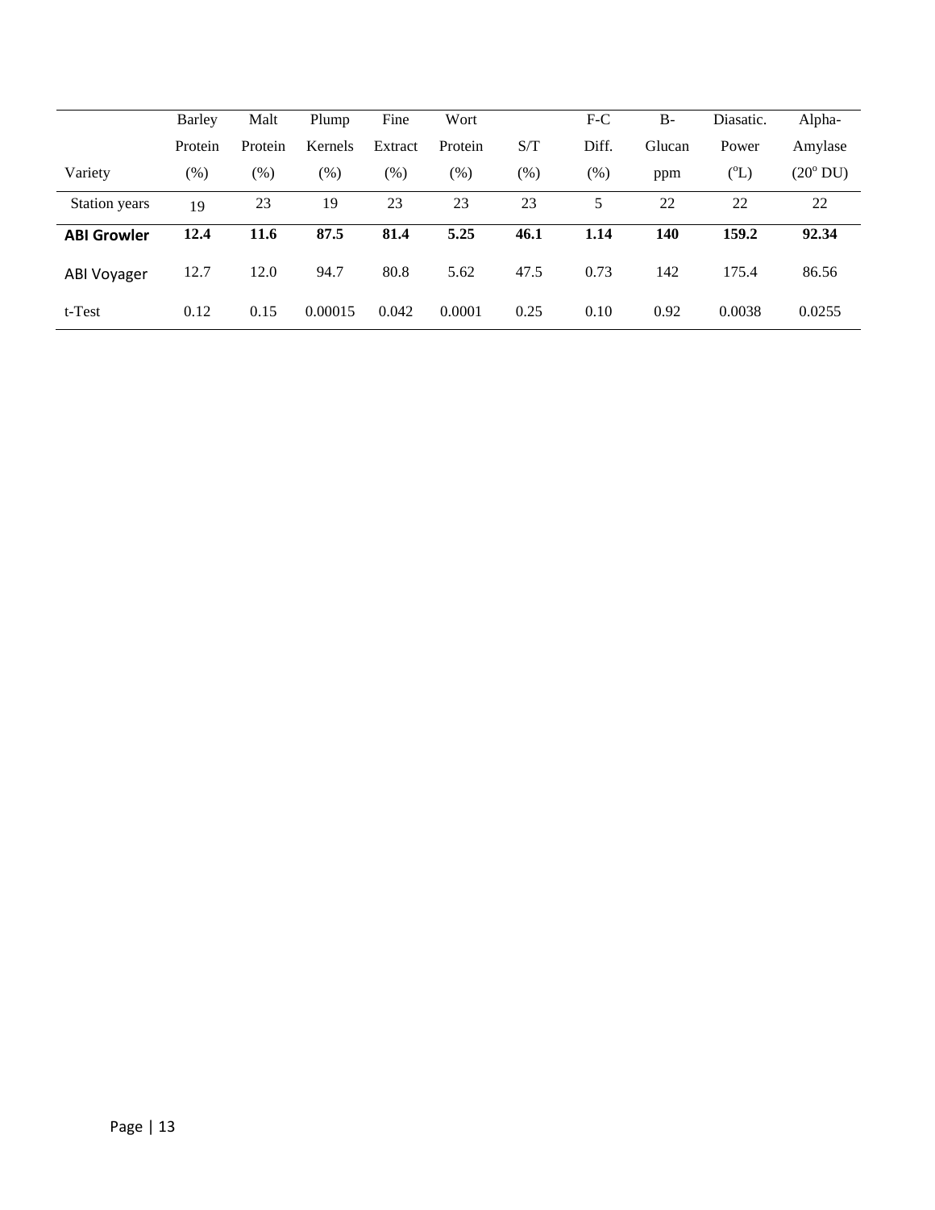| Variety | Barley Protein (%) | Malt Protein (%) | Plump Kernels (%) | Fine Extract (%) | Wort Protein (%) | S/T (%) | F-C Diff. (%) | B-Glucan ppm | Diasatic. Power (°L) | Alpha-Amylase (20° DU) |
|---|---|---|---|---|---|---|---|---|---|---|
| Station years | 19 | 23 | 19 | 23 | 23 | 23 | 5 | 22 | 22 | 22 |
| **ABI Growler** | **12.4** | **11.6** | **87.5** | **81.4** | **5.25** | **46.1** | **1.14** | **140** | **159.2** | **92.34** |
| ABI Voyager | 12.7 | 12.0 | 94.7 | 80.8 | 5.62 | 47.5 | 0.73 | 142 | 175.4 | 86.56 |
| t-Test | 0.12 | 0.15 | 0.00015 | 0.042 | 0.0001 | 0.25 | 0.10 | 0.92 | 0.0038 | 0.0255 |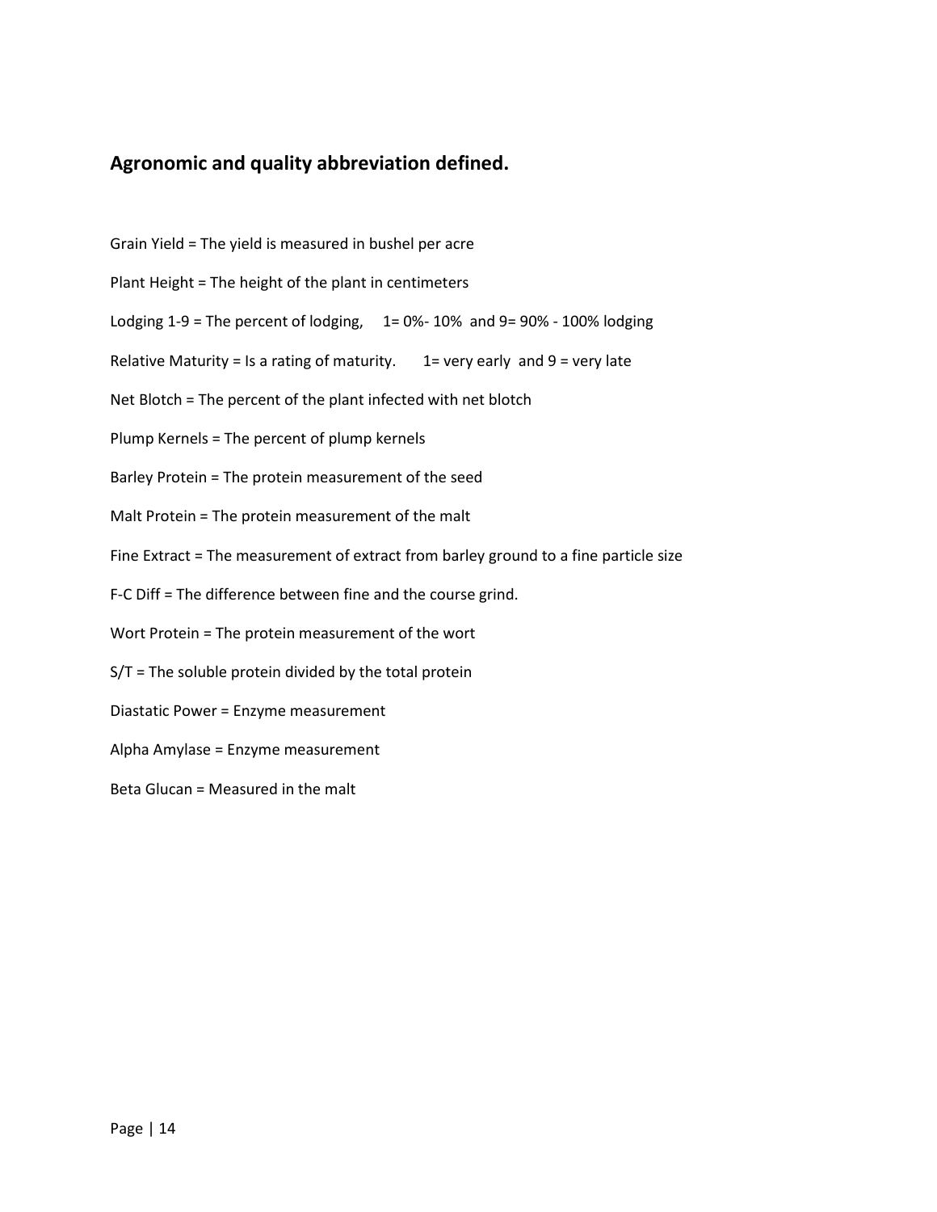## Agronomic and quality abbreviation defined.

Grain Yield = The yield is measured in bushel per acre

Plant Height = The height of the plant in centimeters

Lodging 1-9 = The percent of lodging, 1= 0%- 10% and 9= 90% - 100% lodging

Relative Maturity = Is a rating of maturity. 1= very early and 9 = very late

Net Blotch = The percent of the plant infected with net blotch

Plump Kernels = The percent of plump kernels

Barley Protein = The protein measurement of the seed

Malt Protein = The protein measurement of the malt

Fine Extract = The measurement of extract from barley ground to a fine particle size

F-C Diff = The difference between fine and the course grind.

Wort Protein = The protein measurement of the wort

S/T = The soluble protein divided by the total protein

Diastatic Power = Enzyme measurement

Alpha Amylase = Enzyme measurement

Beta Glucan = Measured in the malt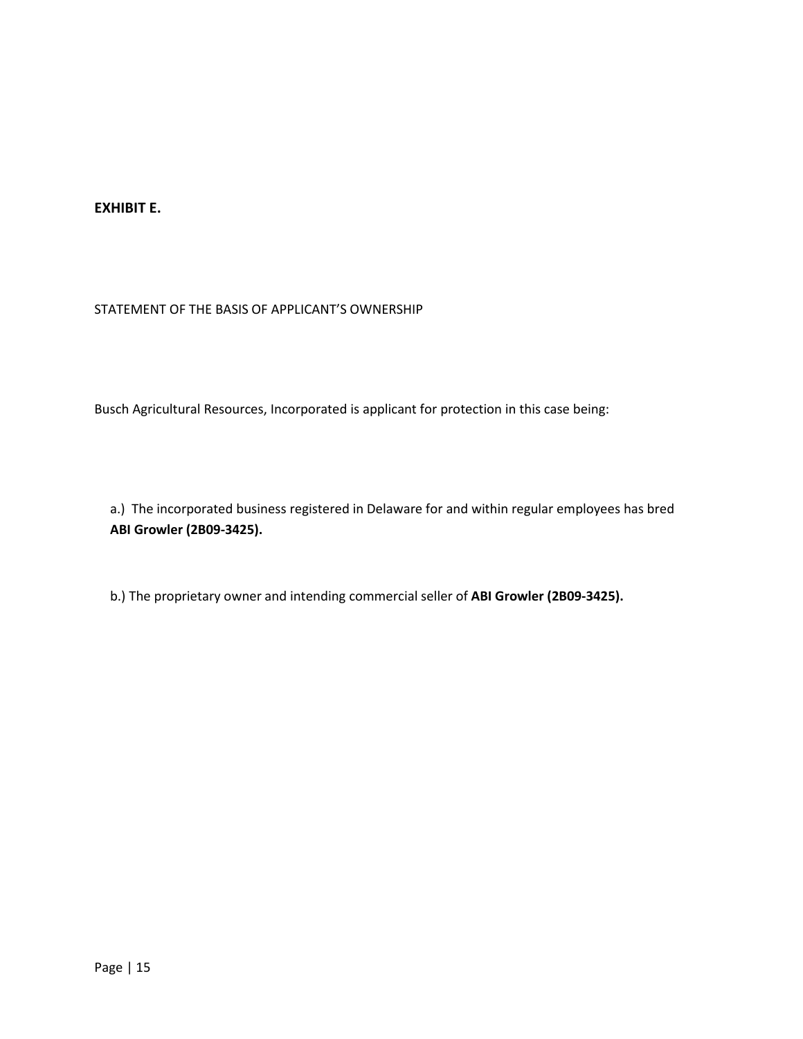**EXHIBIT E.**

STATEMENT OF THE BASIS OF APPLICANT'S OWNERSHIP

Busch Agricultural Resources, Incorporated is applicant for protection in this case being:

a.) The incorporated business registered in Delaware for and within regular employees has bred **ABI Growler (2B09-3425).**

b.) The proprietary owner and intending commercial seller of **ABI Growler (2B09-3425).**